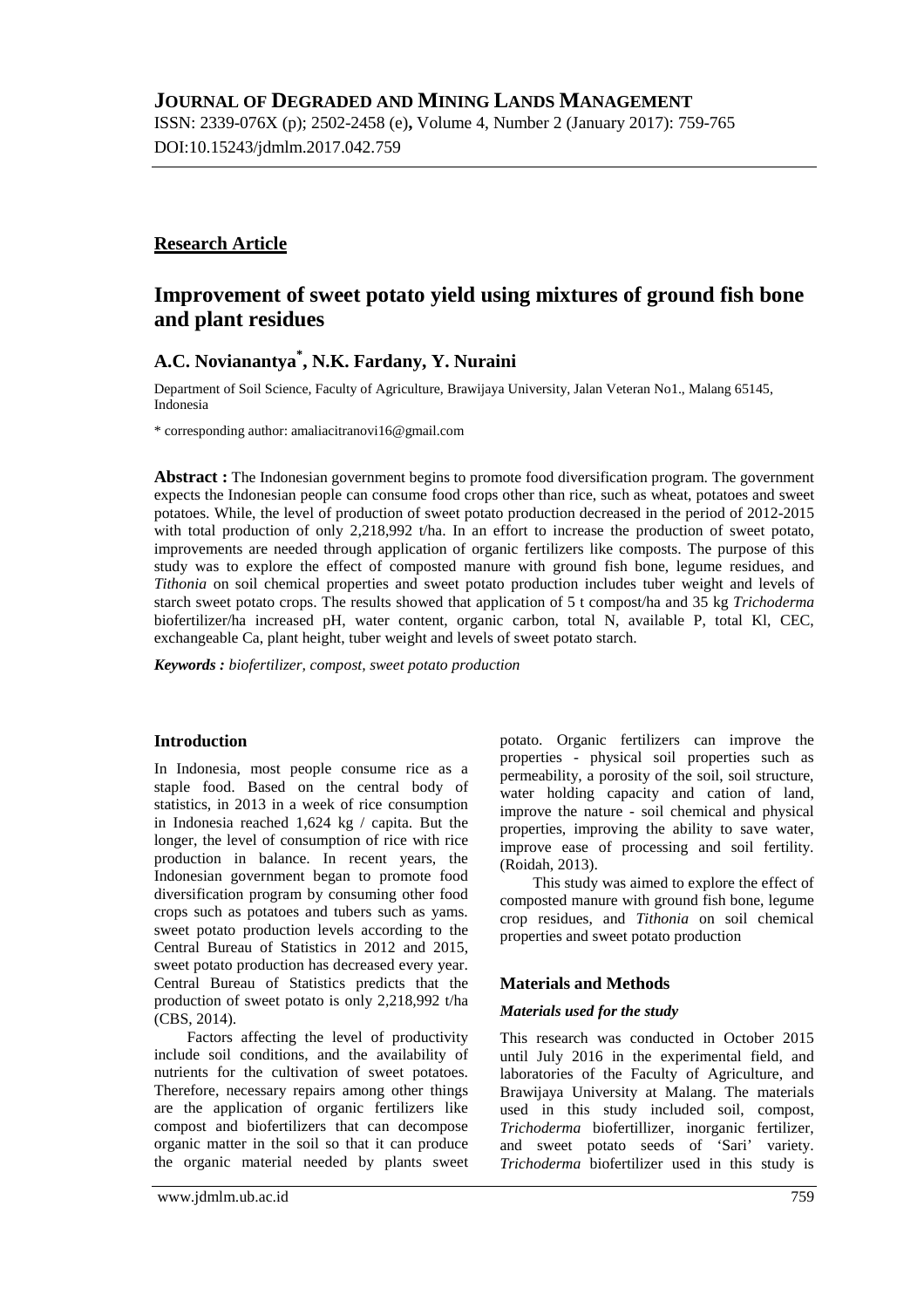# JOURNAL OF DEGRADED AND MINING LANDS MANAGEMENT

ISSN: 2339-076X (p); 2502-2458 (e), Volume 4, Number 2 (January 2017): 759-765
DOI:10.15243/jdmlm.2017.042.759

**Research Article**

## Improvement of sweet potato yield using mixtures of ground fish bone and plant residues

**A.C. Novianantya\*, N.K. Fardany, Y. Nuraini**

Department of Soil Science, Faculty of Agriculture, Brawijaya University, Jalan Veteran No1., Malang 65145, Indonesia

\* corresponding author: amaliacitranovi16@gmail.com

**Abstract :** The Indonesian government begins to promote food diversification program. The government expects the Indonesian people can consume food crops other than rice, such as wheat, potatoes and sweet potatoes. While, the level of production of sweet potato production decreased in the period of 2012-2015 with total production of only 2,218,992 t/ha. In an effort to increase the production of sweet potato, improvements are needed through application of organic fertilizers like composts. The purpose of this study was to explore the effect of composted manure with ground fish bone, legume residues, and *Tithonia* on soil chemical properties and sweet potato production includes tuber weight and levels of starch sweet potato crops. The results showed that application of 5 t compost/ha and 35 kg *Trichoderma* biofertilizer/ha increased pH, water content, organic carbon, total N, available P, total Kl, CEC, exchangeable Ca, plant height, tuber weight and levels of sweet potato starch.

***Keywords :** biofertilizer, compost, sweet potato production*

### Introduction

In Indonesia, most people consume rice as a staple food. Based on the central body of statistics, in 2013 in a week of rice consumption in Indonesia reached 1,624 kg / capita. But the longer, the level of consumption of rice with rice production in balance. In recent years, the Indonesian government began to promote food diversification program by consuming other food crops such as potatoes and tubers such as yams. sweet potato production levels according to the Central Bureau of Statistics in 2012 and 2015, sweet potato production has decreased every year. Central Bureau of Statistics predicts that the production of sweet potato is only 2,218,992 t/ha (CBS, 2014).

Factors affecting the level of productivity include soil conditions, and the availability of nutrients for the cultivation of sweet potatoes. Therefore, necessary repairs among other things are the application of organic fertilizers like compost and biofertilizers that can decompose organic matter in the soil so that it can produce the organic material needed by plants sweet potato. Organic fertilizers can improve the properties - physical soil properties such as permeability, a porosity of the soil, soil structure, water holding capacity and cation of land, improve the nature - soil chemical and physical properties, improving the ability to save water, improve ease of processing and soil fertility. (Roidah, 2013).

This study was aimed to explore the effect of composted manure with ground fish bone, legume crop residues, and *Tithonia* on soil chemical properties and sweet potato production

### Materials and Methods

#### *Materials used for the study*

This research was conducted in October 2015 until July 2016 in the experimental field, and laboratories of the Faculty of Agriculture, and Brawijaya University at Malang. The materials used in this study included soil, compost, *Trichoderma* biofertillizer, inorganic fertilizer, and sweet potato seeds of 'Sari' variety. *Trichoderma* biofertilizer used in this study is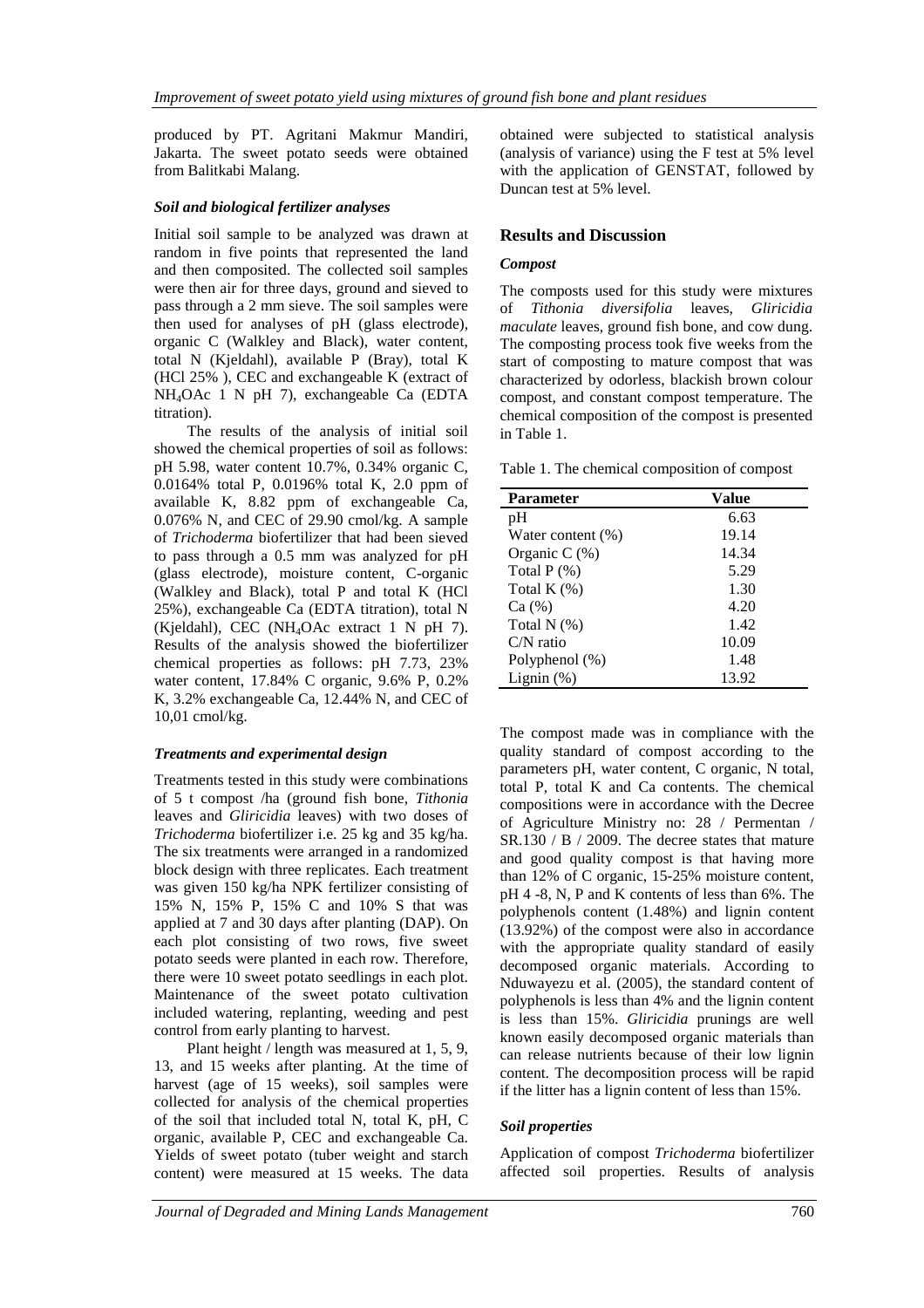produced by PT. Agritani Makmur Mandiri, Jakarta. The sweet potato seeds were obtained from Balitkabi Malang.

### *Soil and biological fertilizer analyses*

Initial soil sample to be analyzed was drawn at random in five points that represented the land and then composited. The collected soil samples were then air for three days, ground and sieved to pass through a 2 mm sieve. The soil samples were then used for analyses of pH (glass electrode), organic C (Walkley and Black), water content, total N (Kjeldahl), available P (Bray), total K (HCl 25% ), CEC and exchangeable K (extract of $NH_4OAc$ 1 N pH 7), exchangeable Ca (EDTA titration).

The results of the analysis of initial soil showed the chemical properties of soil as follows: pH 5.98, water content 10.7%, 0.34% organic C, 0.0164% total P, 0.0196% total K, 2.0 ppm of available K, 8.82 ppm of exchangeable Ca, 0.076% N, and CEC of 29.90 cmol/kg. A sample of *Trichoderma* biofertilizer that had been sieved to pass through a 0.5 mm was analyzed for pH (glass electrode), moisture content, C-organic (Walkley and Black), total P and total K (HCl 25%), exchangeable Ca (EDTA titration), total N (Kjeldahl), CEC ($NH_4OAc$ extract 1 N pH 7). Results of the analysis showed the biofertilizer chemical properties as follows: pH 7.73, 23% water content, 17.84% C organic, 9.6% P, 0.2% K, 3.2% exchangeable Ca, 12.44% N, and CEC of 10,01 cmol/kg.

### *Treatments and experimental design*

Treatments tested in this study were combinations of 5 t compost /ha (ground fish bone, *Tithonia* leaves and *Gliricidia* leaves) with two doses of *Trichoderma* biofertilizer i.e. 25 kg and 35 kg/ha. The six treatments were arranged in a randomized block design with three replicates. Each treatment was given 150 kg/ha NPK fertilizer consisting of 15% N, 15% P, 15% C and 10% S that was applied at 7 and 30 days after planting (DAP). On each plot consisting of two rows, five sweet potato seeds were planted in each row. Therefore, there were 10 sweet potato seedlings in each plot. Maintenance of the sweet potato cultivation included watering, replanting, weeding and pest control from early planting to harvest.

Plant height / length was measured at 1, 5, 9, 13, and 15 weeks after planting. At the time of harvest (age of 15 weeks), soil samples were collected for analysis of the chemical properties of the soil that included total N, total K, pH, C organic, available P, CEC and exchangeable Ca. Yields of sweet potato (tuber weight and starch content) were measured at 15 weeks. The data obtained were subjected to statistical analysis (analysis of variance) using the F test at 5% level with the application of GENSTAT, followed by Duncan test at 5% level.

## Results and Discussion

### *Compost*

The composts used for this study were mixtures of *Tithonia diversifolia* leaves, *Gliricidia maculate* leaves, ground fish bone, and cow dung. The composting process took five weeks from the start of composting to mature compost that was characterized by odorless, blackish brown colour compost, and constant compost temperature. The chemical composition of the compost is presented in Table 1.

Table 1. The chemical composition of compost

| Parameter | Value |
|---|---|
| pH | 6.63 |
| Water content (%) | 19.14 |
| Organic C (%) | 14.34 |
| Total P (%) | 5.29 |
| Total K (%) | 1.30 |
| Ca (%) | 4.20 |
| Total N (%) | 1.42 |
| C/N ratio | 10.09 |
| Polyphenol (%) | 1.48 |
| Lignin (%) | 13.92 |

The compost made was in compliance with the quality standard of compost according to the parameters pH, water content, C organic, N total, total P, total K and Ca contents. The chemical compositions were in accordance with the Decree of Agriculture Ministry no: 28 / Permentan / SR.130 / B / 2009. The decree states that mature and good quality compost is that having more than 12% of C organic, 15-25% moisture content, pH 4 -8, N, P and K contents of less than 6%. The polyphenols content (1.48%) and lignin content (13.92%) of the compost were also in accordance with the appropriate quality standard of easily decomposed organic materials. According to Nduwayezu et al. (2005), the standard content of polyphenols is less than 4% and the lignin content is less than 15%. *Gliricidia* prunings are well known easily decomposed organic materials than can release nutrients because of their low lignin content. The decomposition process will be rapid if the litter has a lignin content of less than 15%.

### *Soil properties*

Application of compost *Trichoderma* biofertilizer affected soil properties. Results of analysis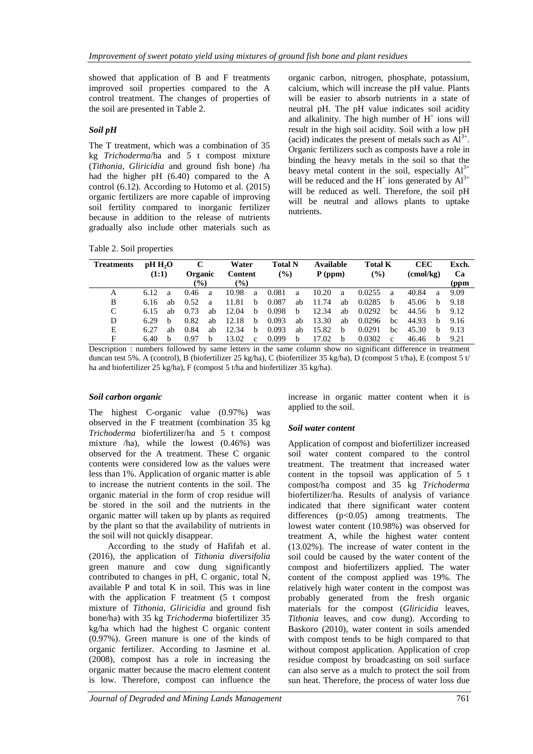showed that application of B and F treatments improved soil properties compared to the A control treatment. The changes of properties of the soil are presented in Table 2.

### *Soil pH*

The T treatment, which was a combination of 35 kg *Trichoderma*/ha and 5 t compost mixture (*Tithonia, Gliricidia* and ground fish bone) /ha had the higher pH (6.40) compared to the A control (6.12). According to Hutomo et al. (2015) organic fertilizers are more capable of improving soil fertility compared to inorganic fertilizer because in addition to the release of nutrients gradually also include other materials such as organic carbon, nitrogen, phosphate, potassium, calcium, which will increase the pH value. Plants will be easier to absorb nutrients in a state of neutral pH. The pH value indicates soil acidity and alkalinity. The high number of $H^+$ ions will result in the high soil acidity. Soil with a low pH (acid) indicates the present of metals such as $Al^{3+}$. Organic fertilizers such as composts have a role in binding the heavy metals in the soil so that the heavy metal content in the soil, especially $Al^{3+}$ will be reduced and the $H^+$ ions generated by $Al^{3+}$ will be reduced as well. Therefore, the soil pH will be neutral and allows plants to uptake nutrients.

Table 2. Soil properties

| Treatments | pH $H_2O$ (1:1) | | C Organic (%) | | Water Content (%) | | Total N (%) | | Available P (ppm) | | Total K (%) | | CEC (cmol/kg) | | Exch. Ca (ppm |
|---|---|---|---|---|---|---|---|---|---|---|---|---|---|---|---|
| A | 6.12 | a | 0.46 | a | 10.98 | a | 0.081 | a | 10.20 | a | 0.0255 | a | 40.84 | a | 9.09 |
| B | 6.16 | ab | 0.52 | a | 11.81 | b | 0.087 | ab | 11.74 | ab | 0.0285 | b | 45.06 | b | 9.18 |
| C | 6.15 | ab | 0.73 | ab | 12.04 | b | 0.098 | b | 12.34 | ab | 0.0292 | bc | 44.56 | b | 9.12 |
| D | 6.29 | b | 0.82 | ab | 12.18 | b | 0.093 | ab | 13.30 | ab | 0.0296 | bc | 44.93 | b | 9.16 |
| E | 6.27 | ab | 0.84 | ab | 12.34 | b | 0.093 | ab | 15.82 | b | 0.0291 | bc | 45.30 | b | 9.13 |
| F | 6.40 | b | 0.97 | b | 13.02 | c | 0.099 | b | 17.02 | b | 0.0302 | c | 46.46 | b | 9.21 |

Description : numbers followed by same letters in the same column show no significant difference in treatment duncan test 5%. A (control), B (biofertilizer 25 kg/ha), C (biofertilizer 35 kg/ha), D (compost 5 t/ha), E (compost 5 t/ ha and biofertilizer 25 kg/ha), F (compost 5 t/ha and biofertilizer 35 kg/ha).

### *Soil carbon organic*

The highest C-organic value (0.97%) was observed in the F treatment (combination 35 kg *Trichoderma* biofertilizer/ha and 5 t compost mixture /ha), while the lowest (0.46%) was observed for the A treatment. These C organic contents were considered low as the values were less than 1%. Application of organic matter is able to increase the nutrient contents in the soil. The organic material in the form of crop residue will be stored in the soil and the nutrients in the organic matter will taken up by plants as required by the plant so that the availability of nutrients in the soil will not quickly disappear.

According to the study of Hafifah et al. (2016), the application of *Tithonia diversifolia* green manure and cow dung significantly contributed to changes in pH, C organic, total N, available P and total K in soil. This was in line with the application F treatment (5 t compost mixture of *Tithonia*, *Gliricidia* and ground fish bone/ha) with 35 kg *Trichoderma* biofertilizer 35 kg/ha which had the highest C organic content (0.97%). Green manure is one of the kinds of organic fertilizer. According to Jasmine et al. (2008), compost has a role in increasing the organic matter because the macro element content is low. Therefore, compost can influence the increase in organic matter content when it is applied to the soil.

### *Soil water content*

Application of compost and biofertilizer increased soil water content compared to the control treatment. The treatment that increased water content in the topsoil was application of 5 t compost/ha compost and 35 kg *Trichoderma* biofertilizer/ha. Results of analysis of variance indicated that there significant water content differences ($p<0.05$) among treatments. The lowest water content (10.98%) was observed for treatment A, while the highest water content (13.02%). The increase of water content in the soil could be caused by the water content of the compost and biofertilizers applied. The water content of the compost applied was 19%. The relatively high water content in the compost was probably generated from the fresh organic materials for the compost (*Gliricidia* leaves, *Tithonia* leaves, and cow dung). According to Baskoro (2010), water content in soils amended with compost tends to be high compared to that without compost application. Application of crop residue compost by broadcasting on soil surface can also serve as a mulch to protect the soil from sun heat. Therefore, the process of water loss due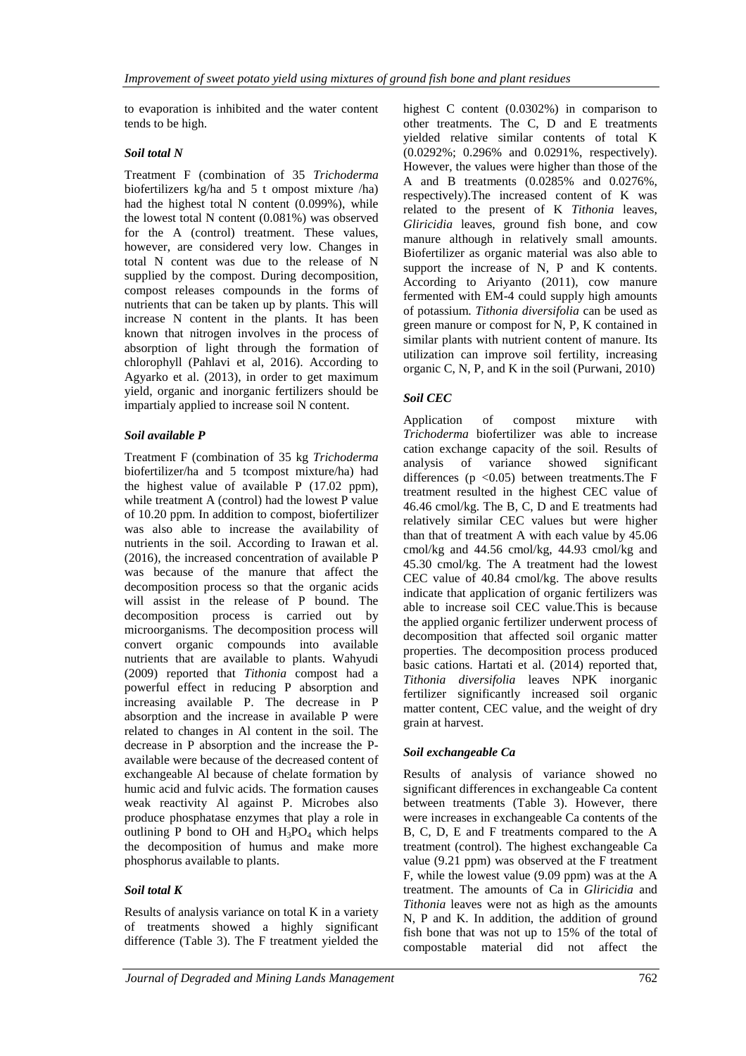to evaporation is inhibited and the water content tends to be high.

### *Soil total N*

Treatment F (combination of 35 *Trichoderma* biofertilizers kg/ha and 5 t ompost mixture /ha) had the highest total N content (0.099%), while the lowest total N content (0.081%) was observed for the A (control) treatment. These values, however, are considered very low. Changes in total N content was due to the release of N supplied by the compost. During decomposition, compost releases compounds in the forms of nutrients that can be taken up by plants. This will increase N content in the plants. It has been known that nitrogen involves in the process of absorption of light through the formation of chlorophyll (Pahlavi et al, 2016). According to Agyarko et al. (2013), in order to get maximum yield, organic and inorganic fertilizers should be impartialy applied to increase soil N content.

### *Soil available P*

Treatment F (combination of 35 kg *Trichoderma* biofertilizer/ha and 5 tcompost mixture/ha) had the highest value of available P (17.02 ppm), while treatment A (control) had the lowest P value of 10.20 ppm. In addition to compost, biofertilizer was also able to increase the availability of nutrients in the soil. According to Irawan et al. (2016), the increased concentration of available P was because of the manure that affect the decomposition process so that the organic acids will assist in the release of P bound. The decomposition process is carried out by microorganisms. The decomposition process will convert organic compounds into available nutrients that are available to plants. Wahyudi (2009) reported that *Tithonia* compost had a powerful effect in reducing P absorption and increasing available P. The decrease in P absorption and the increase in available P were related to changes in Al content in the soil. The decrease in P absorption and the increase the P-available were because of the decreased content of exchangeable Al because of chelate formation by humic acid and fulvic acids. The formation causes weak reactivity Al against P. Microbes also produce phosphatase enzymes that play a role in outlining P bond to OH and $H_3PO_4$ which helps the decomposition of humus and make more phosphorus available to plants.

### *Soil total K*

Results of analysis variance on total K in a variety of treatments showed a highly significant difference (Table 3). The F treatment yielded the highest C content (0.0302%) in comparison to other treatments. The C, D and E treatments yielded relative similar contents of total K (0.0292%; 0.296% and 0.0291%, respectively). However, the values were higher than those of the A and B treatments (0.0285% and 0.0276%, respectively).The increased content of K was related to the present of K *Tithonia* leaves, *Gliricidia* leaves, ground fish bone, and cow manure although in relatively small amounts. Biofertilizer as organic material was also able to support the increase of N, P and K contents. According to Ariyanto (2011), cow manure fermented with EM-4 could supply high amounts of potassium. *Tithonia diversifolia* can be used as green manure or compost for N, P, K contained in similar plants with nutrient content of manure. Its utilization can improve soil fertility, increasing organic C, N, P, and K in the soil (Purwani, 2010)

### *Soil CEC*

Application of compost mixture with *Trichoderma* biofertilizer was able to increase cation exchange capacity of the soil. Results of analysis of variance showed significant differences ($p < 0.05$) between treatments.The F treatment resulted in the highest CEC value of 46.46 cmol/kg. The B, C, D and E treatments had relatively similar CEC values but were higher than that of treatment A with each value by 45.06 cmol/kg and 44.56 cmol/kg, 44.93 cmol/kg and 45.30 cmol/kg. The A treatment had the lowest CEC value of 40.84 cmol/kg. The above results indicate that application of organic fertilizers was able to increase soil CEC value.This is because the applied organic fertilizer underwent process of decomposition that affected soil organic matter properties. The decomposition process produced basic cations. Hartati et al. (2014) reported that, *Tithonia diversifolia* leaves NPK inorganic fertilizer significantly increased soil organic matter content, CEC value, and the weight of dry grain at harvest.

### *Soil exchangeable Ca*

Results of analysis of variance showed no significant differences in exchangeable Ca content between treatments (Table 3). However, there were increases in exchangeable Ca contents of the B, C, D, E and F treatments compared to the A treatment (control). The highest exchangeable Ca value (9.21 ppm) was observed at the F treatment F, while the lowest value (9.09 ppm) was at the A treatment. The amounts of Ca in *Gliricidia* and *Tithonia* leaves were not as high as the amounts N, P and K. In addition, the addition of ground fish bone that was not up to 15% of the total of compostable material did not affect the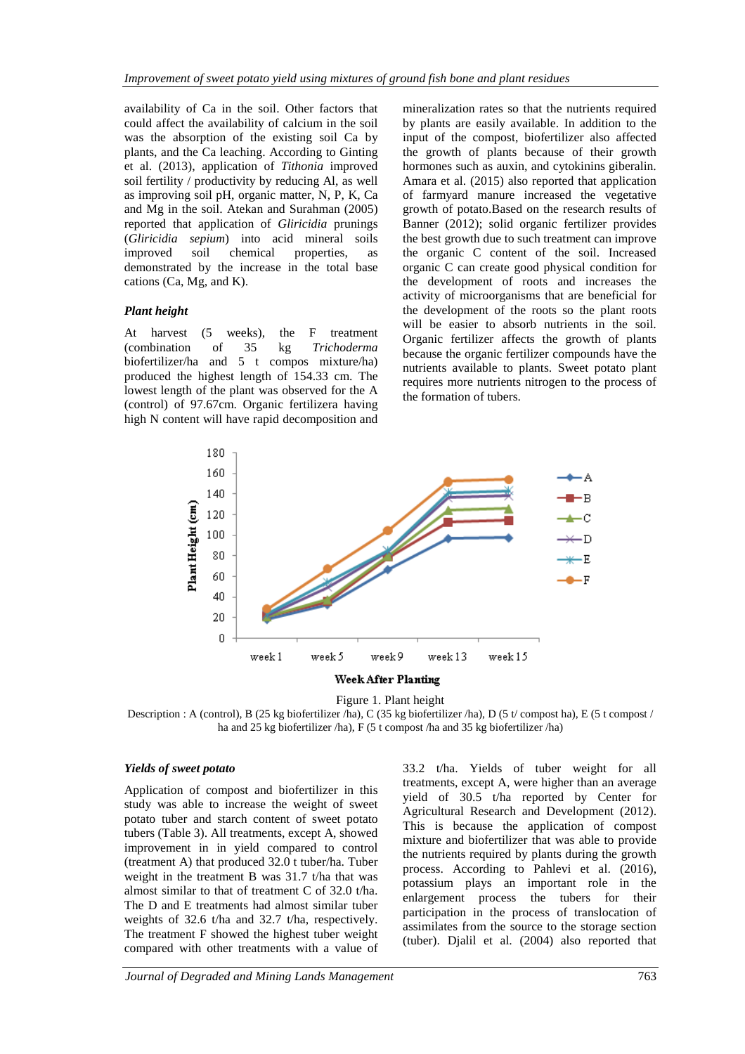availability of Ca in the soil. Other factors that could affect the availability of calcium in the soil was the absorption of the existing soil Ca by plants, and the Ca leaching. According to Ginting et al. (2013), application of *Tithonia* improved soil fertility / productivity by reducing Al, as well as improving soil pH, organic matter, N, P, K, Ca and Mg in the soil. Atekan and Surahman (2005) reported that application of *Gliricidia* prunings (*Gliricidia sepium*) into acid mineral soils improved soil chemical properties, as demonstrated by the increase in the total base cations (Ca, Mg, and K).

***Plant height***

At harvest (5 weeks), the F treatment (combination of 35 kg *Trichoderma* biofertilizer/ha and 5 t compos mixture/ha) produced the highest length of 154.33 cm. The lowest length of the plant was observed for the A (control) of 97.67cm. Organic fertilizera having high N content will have rapid decomposition and mineralization rates so that the nutrients required by plants are easily available. In addition to the input of the compost, biofertilizer also affected the growth of plants because of their growth hormones such as auxin, and cytokinins giberalin. Amara et al. (2015) also reported that application of farmyard manure increased the vegetative growth of potato.Based on the research results of Banner (2012); solid organic fertilizer provides the best growth due to such treatment can improve the organic C content of the soil. Increased organic C can create good physical condition for the development of roots and increases the activity of microorganisms that are beneficial for the development of the roots so the plant roots will be easier to absorb nutrients in the soil. Organic fertilizer affects the growth of plants because the organic fertilizer compounds have the nutrients available to plants. Sweet potato plant requires more nutrients nitrogen to the process of the formation of tubers.

Figure 1. Plant height

Description : A (control), B (25 kg biofertilizer /ha), C (35 kg biofertilizer /ha), D (5 t/ compost ha), E (5 t compost / ha and 25 kg biofertilizer /ha), F (5 t compost /ha and 35 kg biofertilizer /ha)

***Yields of sweet potato***

Application of compost and biofertilizer in this study was able to increase the weight of sweet potato tuber and starch content of sweet potato tubers (Table 3). All treatments, except A, showed improvement in in yield compared to control (treatment A) that produced 32.0 t tuber/ha. Tuber weight in the treatment B was 31.7 t/ha that was almost similar to that of treatment C of 32.0 t/ha. The D and E treatments had almost similar tuber weights of 32.6 t/ha and 32.7 t/ha, respectively. The treatment F showed the highest tuber weight compared with other treatments with a value of 33.2 t/ha. Yields of tuber weight for all treatments, except A, were higher than an average yield of 30.5 t/ha reported by Center for Agricultural Research and Development (2012). This is because the application of compost mixture and biofertilizer that was able to provide the nutrients required by plants during the growth process. According to Pahlevi et al. (2016), potassium plays an important role in the enlargement process the tubers for their participation in the process of translocation of assimilates from the source to the storage section (tuber). Djalil et al. (2004) also reported that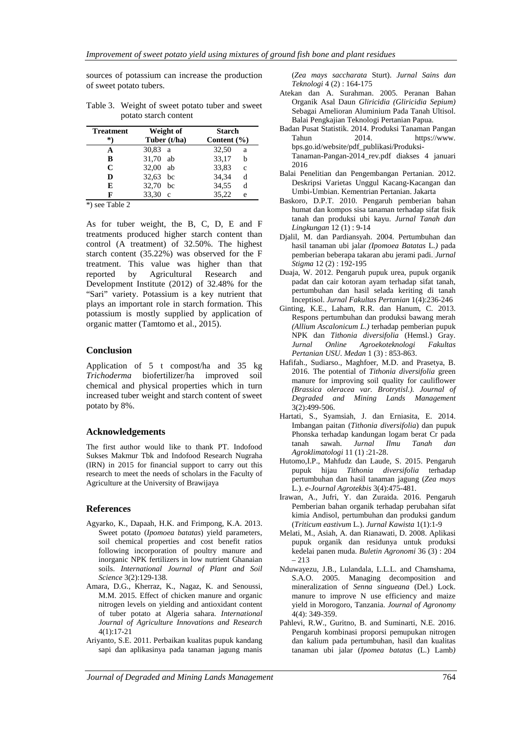sources of potassium can increase the production of sweet potato tubers.

Table 3. Weight of sweet potato tuber and sweet potato starch content

| Treatment *) | Weight of Tuber (t/ha) | Starch Content (%) |
|---|---|---|
| A | 30,83 a | 32,50 a |
| B | 31,70 ab | 33,17 b |
| C | 32,00 ab | 33,83 c |
| D | 32,63 bc | 34,34 d |
| E | 32,70 bc | 34,55 d |
| F | 33,30 c | 35,22 e |

*) see Table 2

As for tuber weight, the B, C, D, E and F treatments produced higher starch content than control (A treatment) of 32.50%. The highest starch content (35.22%) was observed for the F treatment. This value was higher than that reported by Agricultural Research and Development Institute (2012) of 32.48% for the "Sari" variety. Potassium is a key nutrient that plays an important role in starch formation. This potassium is mostly supplied by application of organic matter (Tamtomo et al., 2015).

## Conclusion

Application of 5 t compost/ha and 35 kg *Trichoderma* biofertilizer/ha improved soil chemical and physical properties which in turn increased tuber weight and starch content of sweet potato by 8%.

## Acknowledgements

The first author would like to thank PT. Indofood Sukses Makmur Tbk and Indofood Research Nugraha (IRN) in 2015 for financial support to carry out this research to meet the needs of scholars in the Faculty of Agriculture at the University of Brawijaya

## References

Agyarko, K., Dapaah, H.K. and Frimpong, K.A. 2013. Sweet potato (*Ipomoea batatas*) yield parameters, soil chemical properties and cost benefit ratios following incorporation of poultry manure and inorganic NPK fertilizers in low nutrient Ghanaian soils. *International Journal of Plant and Soil Science* 3(2):129-138.

Amara, D.G., Kherraz, K., Nagaz, K. and Senoussi, M.M. 2015. Effect of chicken manure and organic nitrogen levels on yielding and antioxidant content of tuber potato at Algeria sahara. *International Journal of Agriculture Innovations and Research* 4(1):17-21

Ariyanto, S.E. 2011. Perbaikan kualitas pupuk kandang sapi dan aplikasinya pada tanaman jagung manis (*Zea mays saccharata* Sturt). *Jurnal Sains dan Teknologi* 4 (2) : 164-175

Atekan dan A. Surahman. 2005. Peranan Bahan Organik Asal Daun *Gliricidia (Gliricidia Sepium)* Sebagai Amelioran Aluminium Pada Tanah Ultisol. Balai Pengkajian Teknologi Pertanian Papua.

Badan Pusat Statistik. 2014. Produksi Tanaman Pangan Tahun 2014. https://www.bps.go.id/website/pdf_publikasi/Produksi-Tanaman-Pangan-2014_rev.pdf diakses 4 januari 2016

Balai Penelitian dan Pengembangan Pertanian. 2012. Deskripsi Varietas Unggul Kacang-Kacangan dan Umbi-Umbian. Kementrian Pertanian. Jakarta

Baskoro, D.P.T. 2010. Pengaruh pemberian bahan humat dan kompos sisa tanaman terhadap sifat fisik tanah dan produksi ubi kayu. *Jurnal Tanah dan Lingkungan* 12 (1) : 9-14

Djalil, M. dan Pardiansyah. 2004. Pertumbuhan dan hasil tanaman ubi jalar *(Ipomoea Batatas* L.*)* pada pemberian beberapa takaran abu jerami padi. *Jurnal Stigma* 12 (2) : 192-195

Duaja, W. 2012. Pengaruh pupuk urea, pupuk organik padat dan cair kotoran ayam terhadap sifat tanah, pertumbuhan dan hasil selada keriting di tanah Inceptisol. *Jurnal Fakultas Pertanian* 1(4):236-246

Ginting, K.E., Laham, R.R. dan Hanum, C. 2013. Respons pertumbuhan dan produksi bawang merah *(Allium Ascalonicum L.)* terhadap pemberian pupuk NPK dan *Tithonia diversifolia* (Hemsl.) Gray. *Jurnal Online Agroekoteknologi Fakultas Pertanian USU. Medan* 1 (3) : 853-863.

Hafifah., Sudiarso., Maghfoer, M.D. and Prasetya, B. 2016. The potential of *Tithonia diversifolia* green manure for improving soil quality for cauliflower *(Brassica oleracea var. Brotrytisl.). Journal of Degraded and Mining Lands Management* 3(2):499-506.

Hartati, S., Syamsiah, J. dan Erniasita, E. 2014. Imbangan paitan (*Tithonia diversifolia*) dan pupuk Phonska terhadap kandungan logam berat Cr pada tanah sawah. *Jurnal Ilmu Tanah dan Agroklimatologi* 11 (1) :21-28.

Hutomo,I.P., Mahfudz dan Laude, S. 2015. Pengaruh pupuk hijau *Tithonia diversifolia* terhadap pertumbuhan dan hasil tanaman jagung (*Zea mays* L.). *e-Journal Agrotekbis* 3(4):475-481.

Irawan, A., Jufri, Y. dan Zuraida. 2016. Pengaruh Pemberian bahan organik terhadap perubahan sifat kimia Andisol, pertumbuhan dan produksi gandum (*Triticum eastivum* L.). *Jurnal Kawista* 1(1):1-9

Melati, M., Asiah, A. dan Rianawati, D. 2008. Aplikasi pupuk organik dan residunya untuk produksi kedelai panen muda. *Buletin Agronomi* 36 (3) : 204 – 213

Nduwayezu, J.B., Lulandala, L.L.L. and Chamshama, S.A.O. 2005. Managing decomposition and mineralization of *Senna singueana* (Del.) Lock. manure to improve N use efficiency and maize yield in Morogoro, Tanzania. *Journal of Agronomy* 4(4): 349-359.

Pahlevi, R.W., Guritno, B. and Suminarti, N.E. 2016. Pengaruh kombinasi proporsi pemupukan nitrogen dan kalium pada pertumbuhan, hasil dan kualitas tanaman ubi jalar (*Ipomea batatas* (L.) Lamb*)*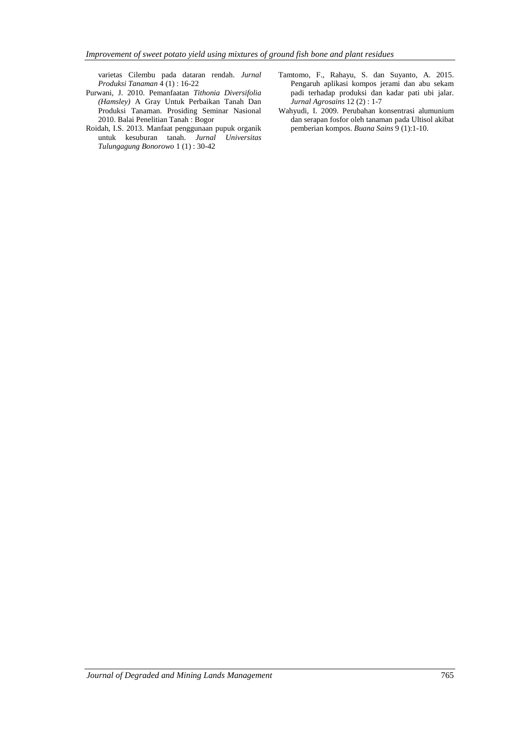varietas Cilembu pada dataran rendah. *Jurnal Produksi Tanaman* 4 (1) : 16-22

Purwani, J. 2010. Pemanfaatan *Tithonia Diversifolia (Hamsley)* A Gray Untuk Perbaikan Tanah Dan Produksi Tanaman. Prosiding Seminar Nasional 2010. Balai Penelitian Tanah : Bogor

Roidah, I.S. 2013. Manfaat penggunaan pupuk organik untuk kesuburan tanah. *Jurnal Universitas Tulungagung Bonorowo* 1 (1) : 30-42

Tamtomo, F., Rahayu, S. dan Suyanto, A. 2015. Pengaruh aplikasi kompos jerami dan abu sekam padi terhadap produksi dan kadar pati ubi jalar. *Jurnal Agrosains* 12 (2) : 1-7

Wahyudi, I. 2009. Perubahan konsentrasi alumunium dan serapan fosfor oleh tanaman pada Ultisol akibat pemberian kompos. *Buana Sains* 9 (1):1-10.